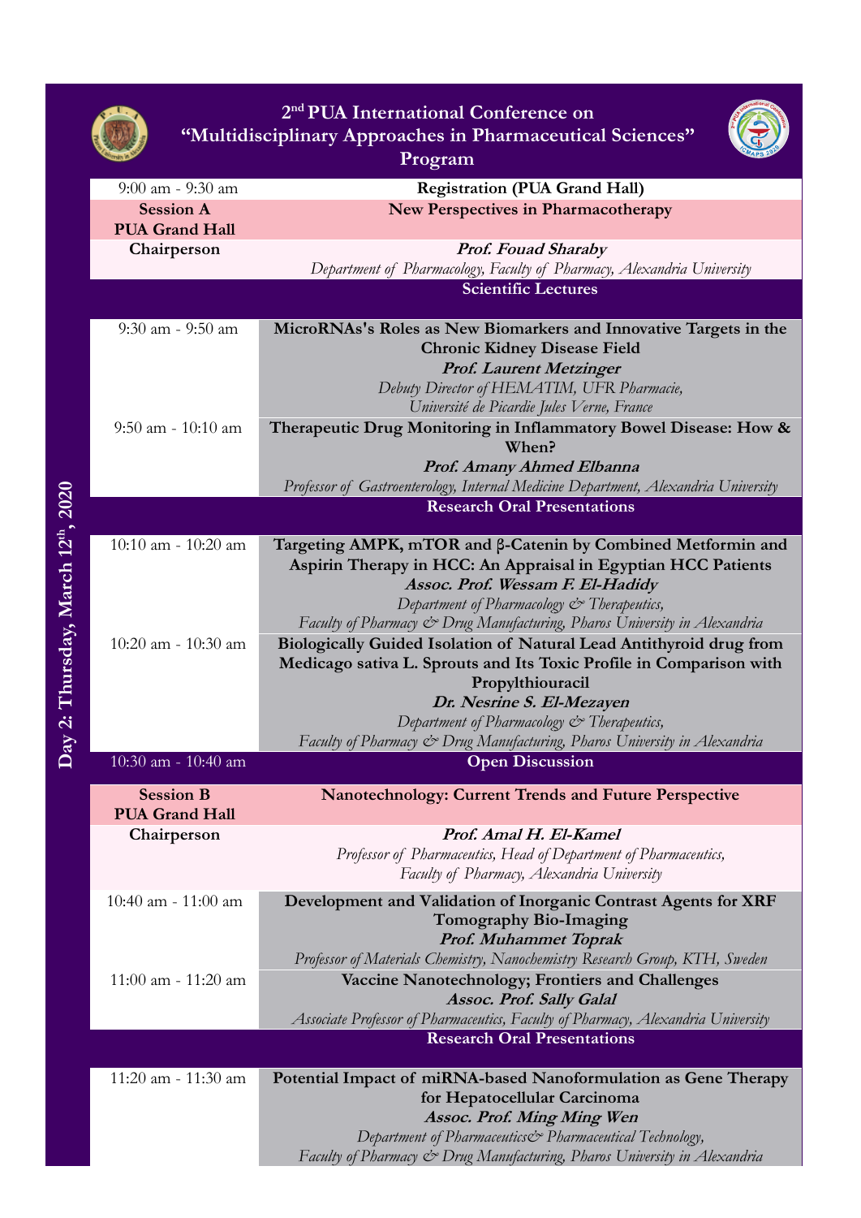# 2[nd] PUA International Conference on "Multidisciplinary Approaches in Pharmaceutical Sciences" Program

**Day 2: Thursday, March 12[th], 2020**

| Time | Program |
|---|---|
| 9:00 am - 9:30 am | **Registration (PUA Grand Hall)** |
| **Session A PUA Grand Hall** | **New Perspectives in Pharmacotherapy** |
| **Chairperson** | ***Prof. Fouad Sharaby*** *Department of Pharmacology, Faculty of Pharmacy, Alexandria University* |
| | **Scientific Lectures** |
| 9:30 am - 9:50 am | **MicroRNAs's Roles as New Biomarkers and Innovative Targets in the Chronic Kidney Disease Field** ***Prof. Laurent Metzinger*** *Debuty Director of HEMATIM, UFR Pharmacie, Université de Picardie Jules Verne, France* |
| 9:50 am - 10:10 am | **Therapeutic Drug Monitoring in Inflammatory Bowel Disease: How & When?** ***Prof. Amany Ahmed Elbanna*** *Professor of Gastroenterology, Internal Medicine Department, Alexandria University* |
| | **Research Oral Presentations** |
| 10:10 am - 10:20 am | **Targeting AMPK, mTOR and β-Catenin by Combined Metformin and Aspirin Therapy in HCC: An Appraisal in Egyptian HCC Patients** ***Assoc. Prof. Wessam F. El-Hadidy*** *Department of Pharmacology & Therapeutics, Faculty of Pharmacy & Drug Manufacturing, Pharos University in Alexandria* |
| 10:20 am - 10:30 am | **Biologically Guided Isolation of Natural Lead Antithyroid drug from Medicago sativa L. Sprouts and Its Toxic Profile in Comparison with Propylthiouracil** ***Dr. Nesrine S. El-Mezayen*** *Department of Pharmacology & Therapeutics, Faculty of Pharmacy & Drug Manufacturing, Pharos University in Alexandria* |
| 10:30 am - 10:40 am | **Open Discussion** |
| **Session B PUA Grand Hall** | **Nanotechnology: Current Trends and Future Perspective** |
| **Chairperson** | ***Prof. Amal H. El-Kamel*** *Professor of Pharmaceutics, Head of Department of Pharmaceutics, Faculty of Pharmacy, Alexandria University* |
| 10:40 am - 11:00 am | **Development and Validation of Inorganic Contrast Agents for XRF Tomography Bio-Imaging** ***Prof. Muhammet Toprak*** *Professor of Materials Chemistry, Nanochemistry Research Group, KTH, Sweden* |
| 11:00 am - 11:20 am | **Vaccine Nanotechnology; Frontiers and Challenges** ***Assoc. Prof. Sally Galal*** *Associate Professor of Pharmaceutics, Faculty of Pharmacy, Alexandria University* |
| | **Research Oral Presentations** |
| 11:20 am - 11:30 am | **Potential Impact of miRNA-based Nanoformulation as Gene Therapy for Hepatocellular Carcinoma** ***Assoc. Prof. Ming Ming Wen*** *Department of Pharmaceutics& Pharmaceutical Technology, Faculty of Pharmacy & Drug Manufacturing, Pharos University in Alexandria* |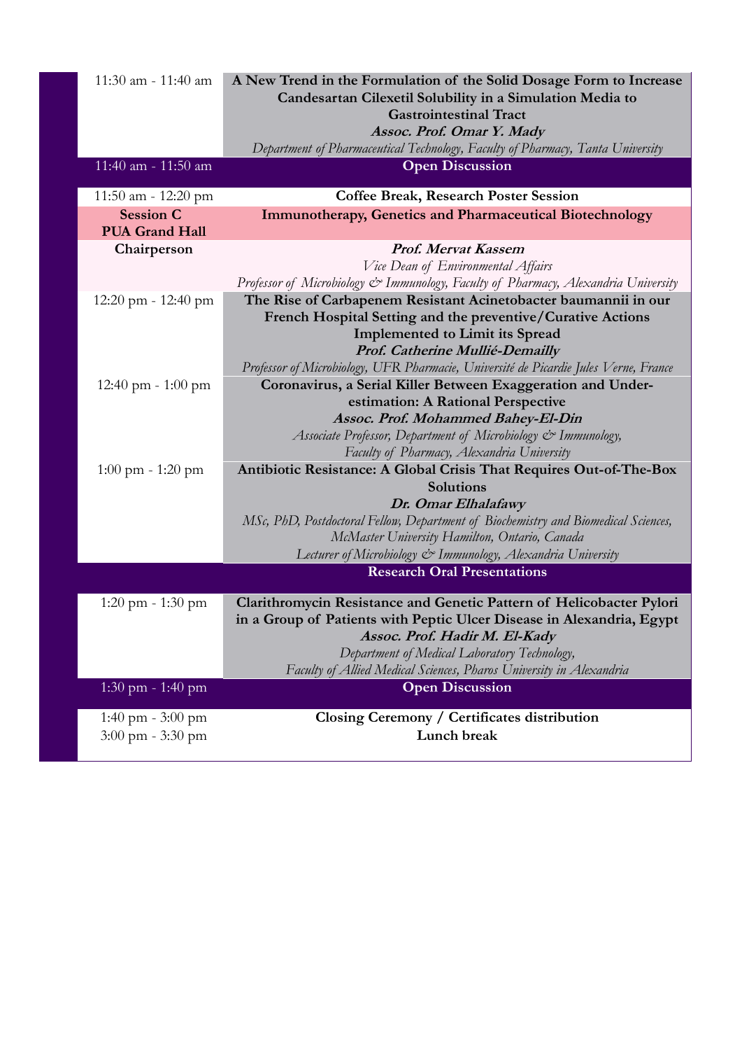| | |
|---|---|
| 11:30 am - 11:40 am | **A New Trend in the Formulation of the Solid Dosage Form to Increase Candesartan Cilexetil Solubility in a Simulation Media to Gastrointestinal Tract**<br>***Assoc. Prof. Omar Y. Mady***<br>*Department of Pharmaceutical Technology, Faculty of Pharmacy, Tanta University* |
| 11:40 am - 11:50 am | **Open Discussion** |
| 11:50 am - 12:20 pm | **Coffee Break, Research Poster Session** |
| **Session C**<br>**PUA Grand Hall** | **Immunotherapy, Genetics and Pharmaceutical Biotechnology** |
| **Chairperson** | ***Prof. Mervat Kassem***<br>*Vice Dean of Environmental Affairs*<br>*Professor of Microbiology & Immunology, Faculty of Pharmacy, Alexandria University* |
| 12:20 pm - 12:40 pm | **The Rise of Carbapenem Resistant Acinetobacter baumannii in our French Hospital Setting and the preventive/Curative Actions Implemented to Limit its Spread**<br>***Prof. Catherine Mullié-Demailly***<br>*Professor of Microbiology, UFR Pharmacie, Université de Picardie Jules Verne, France* |
| 12:40 pm - 1:00 pm | **Coronavirus, a Serial Killer Between Exaggeration and Under-estimation: A Rational Perspective**<br>***Assoc. Prof. Mohammed Bahey-El-Din***<br>*Associate Professor, Department of Microbiology & Immunology, Faculty of Pharmacy, Alexandria University* |
| 1:00 pm - 1:20 pm | **Antibiotic Resistance: A Global Crisis That Requires Out-of-The-Box Solutions**<br>***Dr. Omar Elhalafawy***<br>*MSc, PhD, Postdoctoral Fellow, Department of Biochemistry and Biomedical Sciences, McMaster University Hamilton, Ontario, Canada*<br>*Lecturer of Microbiology & Immunology, Alexandria University* |
| | **Research Oral Presentations** |
| 1:20 pm - 1:30 pm | **Clarithromycin Resistance and Genetic Pattern of Helicobacter Pylori in a Group of Patients with Peptic Ulcer Disease in Alexandria, Egypt**<br>***Assoc. Prof. Hadir M. El-Kady***<br>*Department of Medical Laboratory Technology, Faculty of Allied Medical Sciences, Pharos University in Alexandria* |
| 1:30 pm - 1:40 pm | **Open Discussion** |
| 1:40 pm - 3:00 pm | **Closing Ceremony / Certificates distribution** |
| 3:00 pm - 3:30 pm | **Lunch break** |